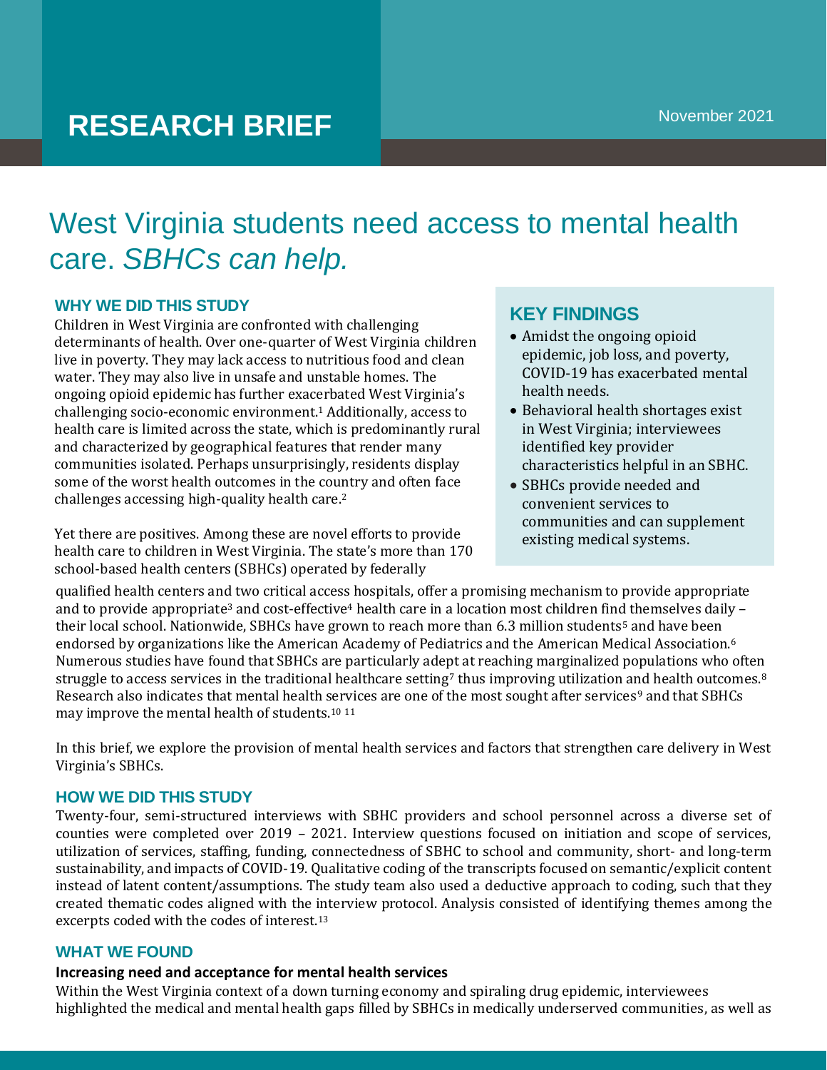RESEARCH BRIEF

November 2021

# West Virginia students need access to mental health care. *SBHCs can help.*

## WHY WE DID THIS STUDY

Children in West Virginia are confronted with challenging determinants of health. Over one-quarter of West Virginia children live in poverty. They may lack access to nutritious food and clean water. They may also live in unsafe and unstable homes. The ongoing opioid epidemic has further exacerbated West Virginia's challenging socio-economic environment.[1] Additionally, access to health care is limited across the state, which is predominantly rural and characterized by geographical features that render many communities isolated. Perhaps unsurprisingly, residents display some of the worst health outcomes in the country and often face challenges accessing high-quality health care.[2]

Yet there are positives. Among these are novel efforts to provide health care to children in West Virginia. The state's more than 170 school-based health centers (SBHCs) operated by federally qualified health centers and two critical access hospitals, offer a promising mechanism to provide appropriate and to provide appropriate[3] and cost-effective[4] health care in a location most children find themselves daily – their local school. Nationwide, SBHCs have grown to reach more than 6.3 million students[5] and have been endorsed by organizations like the American Academy of Pediatrics and the American Medical Association.[6] Numerous studies have found that SBHCs are particularly adept at reaching marginalized populations who often struggle to access services in the traditional healthcare setting[7] thus improving utilization and health outcomes.[8] Research also indicates that mental health services are one of the most sought after services[9] and that SBHCs may improve the mental health of students.[10 11]

In this brief, we explore the provision of mental health services and factors that strengthen care delivery in West Virginia's SBHCs.

## KEY FINDINGS

- Amidst the ongoing opioid epidemic, job loss, and poverty, COVID-19 has exacerbated mental health needs.
- Behavioral health shortages exist in West Virginia; interviewees identified key provider characteristics helpful in an SBHC.
- SBHCs provide needed and convenient services to communities and can supplement existing medical systems.

## HOW WE DID THIS STUDY

Twenty-four, semi-structured interviews with SBHC providers and school personnel across a diverse set of counties were completed over 2019 – 2021. Interview questions focused on initiation and scope of services, utilization of services, staffing, funding, connectedness of SBHC to school and community, short- and long-term sustainability, and impacts of COVID-19. Qualitative coding of the transcripts focused on semantic/explicit content instead of latent content/assumptions. The study team also used a deductive approach to coding, such that they created thematic codes aligned with the interview protocol. Analysis consisted of identifying themes among the excerpts coded with the codes of interest.[13]

## WHAT WE FOUND

### Increasing need and acceptance for mental health services

Within the West Virginia context of a down turning economy and spiraling drug epidemic, interviewees highlighted the medical and mental health gaps filled by SBHCs in medically underserved communities, as well as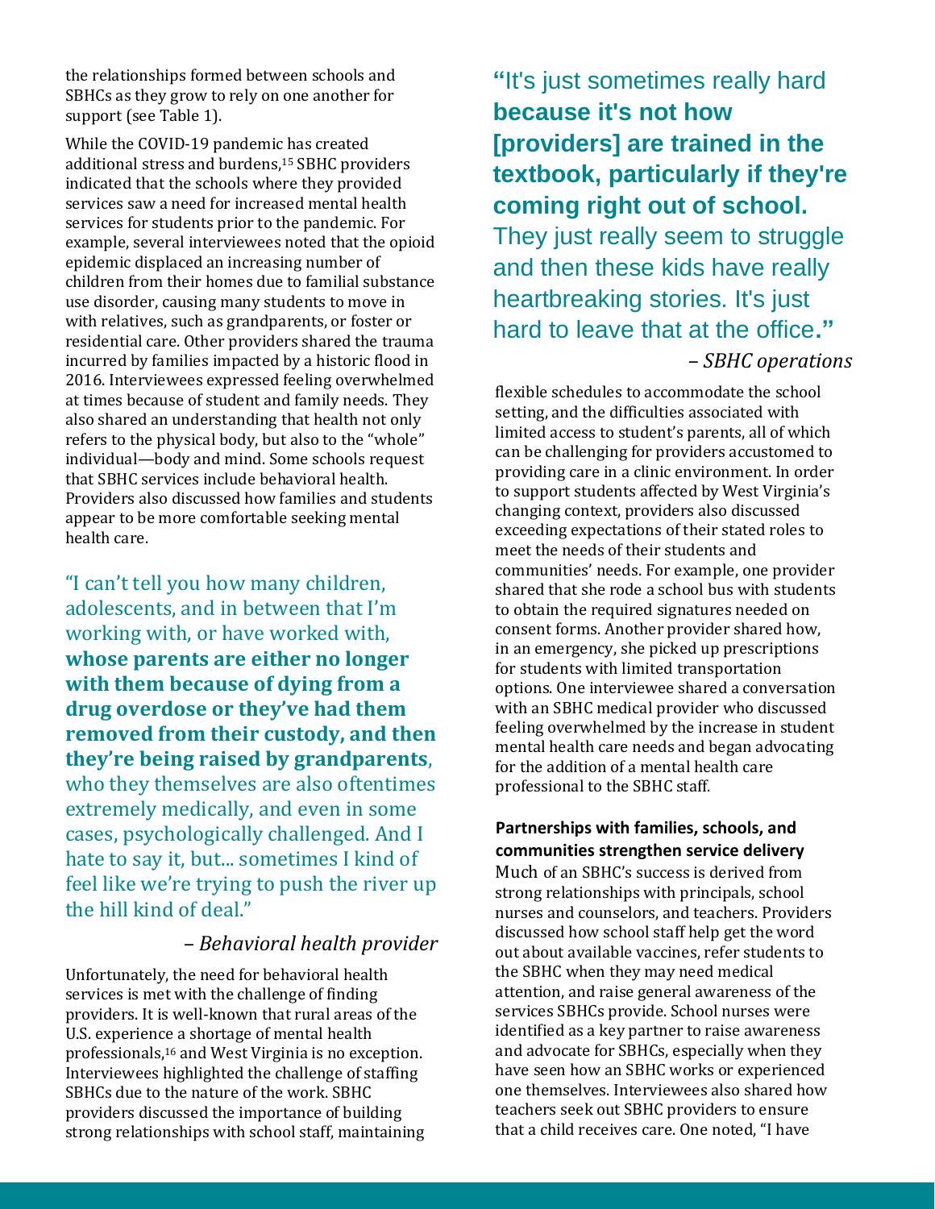the relationships formed between schools and SBHCs as they grow to rely on one another for support (see Table 1).

While the COVID-19 pandemic has created additional stress and burdens,[15] SBHC providers indicated that the schools where they provided services saw a need for increased mental health services for students prior to the pandemic. For example, several interviewees noted that the opioid epidemic displaced an increasing number of children from their homes due to familial substance use disorder, causing many students to move in with relatives, such as grandparents, or foster or residential care. Other providers shared the trauma incurred by families impacted by a historic flood in 2016. Interviewees expressed feeling overwhelmed at times because of student and family needs. They also shared an understanding that health not only refers to the physical body, but also to the "whole" individual—body and mind. Some schools request that SBHC services include behavioral health. Providers also discussed how families and students appear to be more comfortable seeking mental health care.

> "I can't tell you how many children, adolescents, and in between that I'm working with, or have worked with, **whose parents are either no longer with them because of dying from a drug overdose or they've had them removed from their custody, and then they're being raised by grandparents**, who they themselves are also oftentimes extremely medically, and even in some cases, psychologically challenged. And I hate to say it, but... sometimes I kind of feel like we're trying to push the river up the hill kind of deal."
>
> – *Behavioral health provider*

Unfortunately, the need for behavioral health services is met with the challenge of finding providers. It is well-known that rural areas of the U.S. experience a shortage of mental health professionals,[16] and West Virginia is no exception. Interviewees highlighted the challenge of staffing SBHCs due to the nature of the work. SBHC providers discussed the importance of building strong relationships with school staff, maintaining flexible schedules to accommodate the school setting, and the difficulties associated with limited access to student's parents, all of which can be challenging for providers accustomed to providing care in a clinic environment. In order to support students affected by West Virginia's changing context, providers also discussed exceeding expectations of their stated roles to meet the needs of their students and communities' needs. For example, one provider shared that she rode a school bus with students to obtain the required signatures needed on consent forms. Another provider shared how, in an emergency, she picked up prescriptions for students with limited transportation options. One interviewee shared a conversation with an SBHC medical provider who discussed feeling overwhelmed by the increase in student mental health care needs and began advocating for the addition of a mental health care professional to the SBHC staff.

> "It's just sometimes really hard **because it's not how [providers] are trained in the textbook, particularly if they're coming right out of school.** They just really seem to struggle and then these kids have really heartbreaking stories. It's just hard to leave that at the office."
>
> – *SBHC operations*

**Partnerships with families, schools, and communities strengthen service delivery**

Much of an SBHC's success is derived from strong relationships with principals, school nurses and counselors, and teachers. Providers discussed how school staff help get the word out about available vaccines, refer students to the SBHC when they may need medical attention, and raise general awareness of the services SBHCs provide. School nurses were identified as a key partner to raise awareness and advocate for SBHCs, especially when they have seen how an SBHC works or experienced one themselves. Interviewees also shared how teachers seek out SBHC providers to ensure that a child receives care. One noted, "I have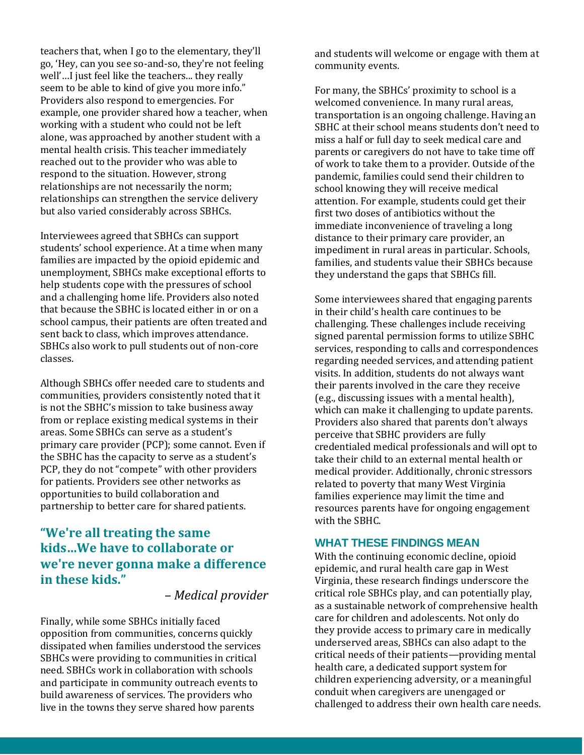teachers that, when I go to the elementary, they'll go, 'Hey, can you see so-and-so, they're not feeling well'…I just feel like the teachers... they really seem to be able to kind of give you more info." Providers also respond to emergencies. For example, one provider shared how a teacher, when working with a student who could not be left alone, was approached by another student with a mental health crisis. This teacher immediately reached out to the provider who was able to respond to the situation. However, strong relationships are not necessarily the norm; relationships can strengthen the service delivery but also varied considerably across SBHCs.

Interviewees agreed that SBHCs can support students' school experience. At a time when many families are impacted by the opioid epidemic and unemployment, SBHCs make exceptional efforts to help students cope with the pressures of school and a challenging home life. Providers also noted that because the SBHC is located either in or on a school campus, their patients are often treated and sent back to class, which improves attendance. SBHCs also work to pull students out of non-core classes.

Although SBHCs offer needed care to students and communities, providers consistently noted that it is not the SBHC's mission to take business away from or replace existing medical systems in their areas. Some SBHCs can serve as a student's primary care provider (PCP); some cannot. Even if the SBHC has the capacity to serve as a student's PCP, they do not "compete" with other providers for patients. Providers see other networks as opportunities to build collaboration and partnership to better care for shared patients.

**"We're all treating the same kids…We have to collaborate or we're never gonna make a difference in these kids."**

*– Medical provider*

Finally, while some SBHCs initially faced opposition from communities, concerns quickly dissipated when families understood the services SBHCs were providing to communities in critical need. SBHCs work in collaboration with schools and participate in community outreach events to build awareness of services. The providers who live in the towns they serve shared how parents and students will welcome or engage with them at community events.

For many, the SBHCs' proximity to school is a welcomed convenience. In many rural areas, transportation is an ongoing challenge. Having an SBHC at their school means students don't need to miss a half or full day to seek medical care and parents or caregivers do not have to take time off of work to take them to a provider. Outside of the pandemic, families could send their children to school knowing they will receive medical attention. For example, students could get their first two doses of antibiotics without the immediate inconvenience of traveling a long distance to their primary care provider, an impediment in rural areas in particular. Schools, families, and students value their SBHCs because they understand the gaps that SBHCs fill.

Some interviewees shared that engaging parents in their child's health care continues to be challenging. These challenges include receiving signed parental permission forms to utilize SBHC services, responding to calls and correspondences regarding needed services, and attending patient visits. In addition, students do not always want their parents involved in the care they receive (e.g., discussing issues with a mental health), which can make it challenging to update parents. Providers also shared that parents don't always perceive that SBHC providers are fully credentialed medical professionals and will opt to take their child to an external mental health or medical provider. Additionally, chronic stressors related to poverty that many West Virginia families experience may limit the time and resources parents have for ongoing engagement with the SBHC.

## WHAT THESE FINDINGS MEAN

With the continuing economic decline, opioid epidemic, and rural health care gap in West Virginia, these research findings underscore the critical role SBHCs play, and can potentially play, as a sustainable network of comprehensive health care for children and adolescents. Not only do they provide access to primary care in medically underserved areas, SBHCs can also adapt to the critical needs of their patients—providing mental health care, a dedicated support system for children experiencing adversity, or a meaningful conduit when caregivers are unengaged or challenged to address their own health care needs.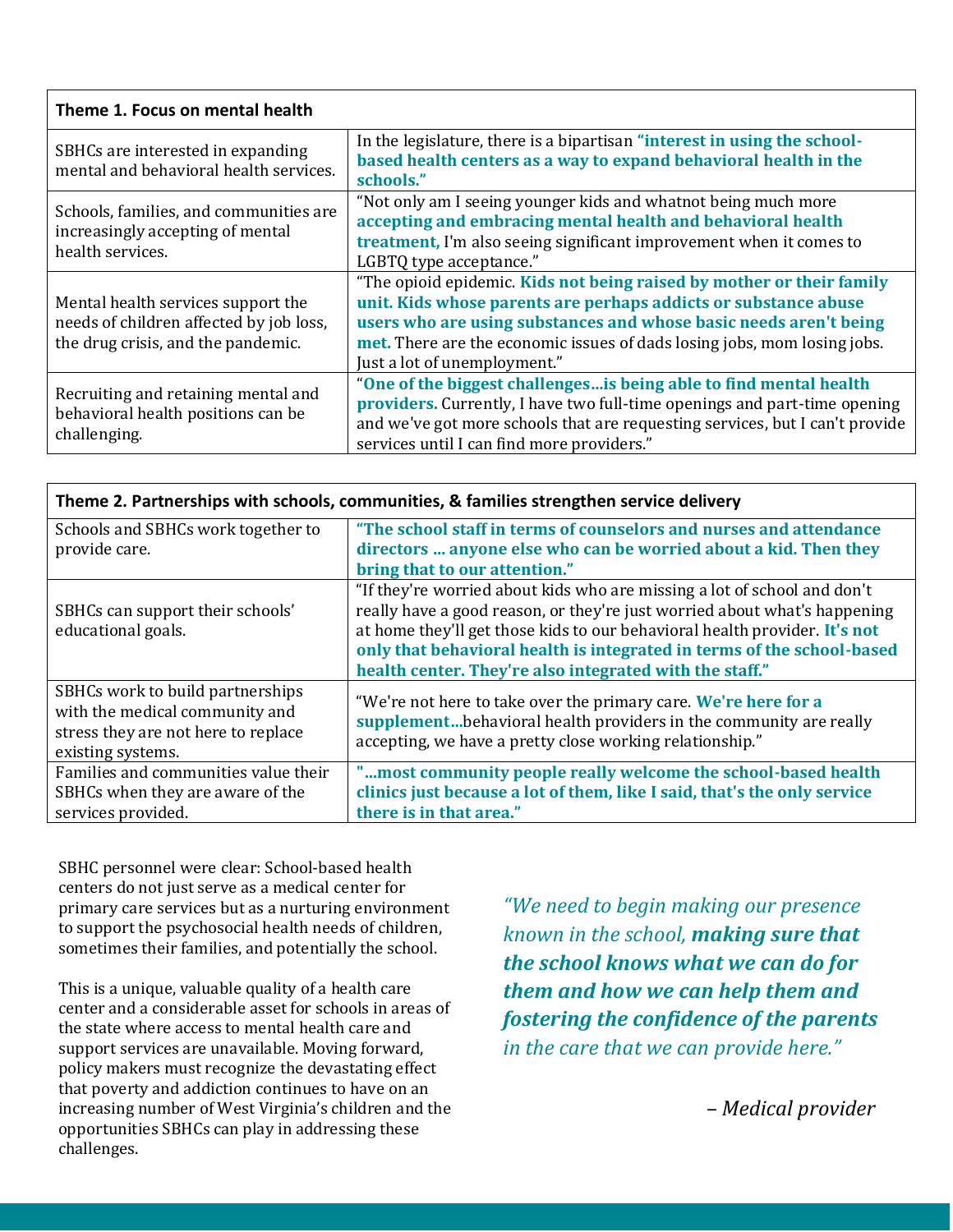| Theme 1. Focus on mental health | |
|---|---|
| SBHCs are interested in expanding mental and behavioral health services. | In the legislature, there is a bipartisan **"interest in using the school-based health centers as a way to expand behavioral health in the schools."** |
| Schools, families, and communities are increasingly accepting of mental health services. | "Not only am I seeing younger kids and whatnot being much more **accepting and embracing mental health and behavioral health treatment,** I'm also seeing significant improvement when it comes to LGBTQ type acceptance." |
| Mental health services support the needs of children affected by job loss, the drug crisis, and the pandemic. | "The opioid epidemic. **Kids not being raised by mother or their family unit. Kids whose parents are perhaps addicts or substance abuse users who are using substances and whose basic needs aren't being met.** There are the economic issues of dads losing jobs, mom losing jobs. Just a lot of unemployment." |
| Recruiting and retaining mental and behavioral health positions can be challenging. | "**One of the biggest challenges…is being able to find mental health providers.** Currently, I have two full-time openings and part-time opening and we've got more schools that are requesting services, but I can't provide services until I can find more providers." |

| Theme 2. Partnerships with schools, communities, & families strengthen service delivery | |
|---|---|
| Schools and SBHCs work together to provide care. | **"The school staff in terms of counselors and nurses and attendance directors … anyone else who can be worried about a kid. Then they bring that to our attention."** |
| SBHCs can support their schools' educational goals. | "If they're worried about kids who are missing a lot of school and don't really have a good reason, or they're just worried about what's happening at home they'll get those kids to our behavioral health provider. **It's not only that behavioral health is integrated in terms of the school-based health center. They're also integrated with the staff."** |
| SBHCs work to build partnerships with the medical community and stress they are not here to replace existing systems. | "We're not here to take over the primary care. **We're here for a supplement…**behavioral health providers in the community are really accepting, we have a pretty close working relationship." |
| Families and communities value their SBHCs when they are aware of the services provided. | **"…most community people really welcome the school-based health clinics just because a lot of them, like I said, that's the only service there is in that area."** |

SBHC personnel were clear: School-based health centers do not just serve as a medical center for primary care services but as a nurturing environment to support the psychosocial health needs of children, sometimes their families, and potentially the school.

This is a unique, valuable quality of a health care center and a considerable asset for schools in areas of the state where access to mental health care and support services are unavailable. Moving forward, policy makers must recognize the devastating effect that poverty and addiction continues to have on an increasing number of West Virginia's children and the opportunities SBHCs can play in addressing these challenges.

> *"We need to begin making our presence known in the school,* ***making sure that the school knows what we can do for them and how we can help them and fostering the confidence of the parents*** *in the care that we can provide here."*
>
> *– Medical provider*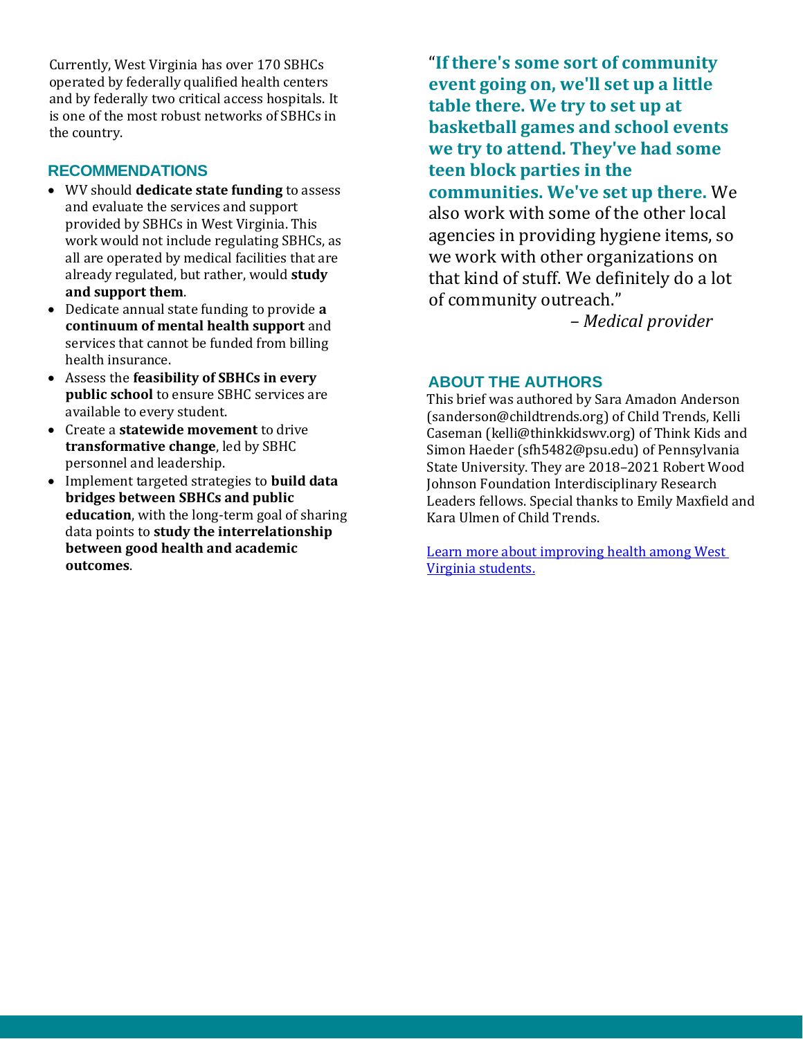Currently, West Virginia has over 170 SBHCs operated by federally qualified health centers and by federally two critical access hospitals. It is one of the most robust networks of SBHCs in the country.

## RECOMMENDATIONS

- WV should **dedicate state funding** to assess and evaluate the services and support provided by SBHCs in West Virginia. This work would not include regulating SBHCs, as all are operated by medical facilities that are already regulated, but rather, would **study and support them**.
- Dedicate annual state funding to provide **a continuum of mental health support** and services that cannot be funded from billing health insurance.
- Assess the **feasibility of SBHCs in every public school** to ensure SBHC services are available to every student.
- Create a **statewide movement** to drive **transformative change**, led by SBHC personnel and leadership.
- Implement targeted strategies to **build data bridges between SBHCs and public education**, with the long-term goal of sharing data points to **study the interrelationship between good health and academic outcomes**.

"**If there's some sort of community event going on, we'll set up a little table there. We try to set up at basketball games and school events we try to attend. They've had some teen block parties in the communities. We've set up there.** We also work with some of the other local agencies in providing hygiene items, so we work with other organizations on that kind of stuff. We definitely do a lot of community outreach."

– *Medical provider*

## ABOUT THE AUTHORS

This brief was authored by Sara Amadon Anderson (sanderson@childtrends.org) of Child Trends, Kelli Caseman (kelli@thinkkidswv.org) of Think Kids and Simon Haeder (sfh5482@psu.edu) of Pennsylvania State University. They are 2018–2021 Robert Wood Johnson Foundation Interdisciplinary Research Leaders fellows. Special thanks to Emily Maxfield and Kara Ulmen of Child Trends.

Learn more about improving health among West Virginia students.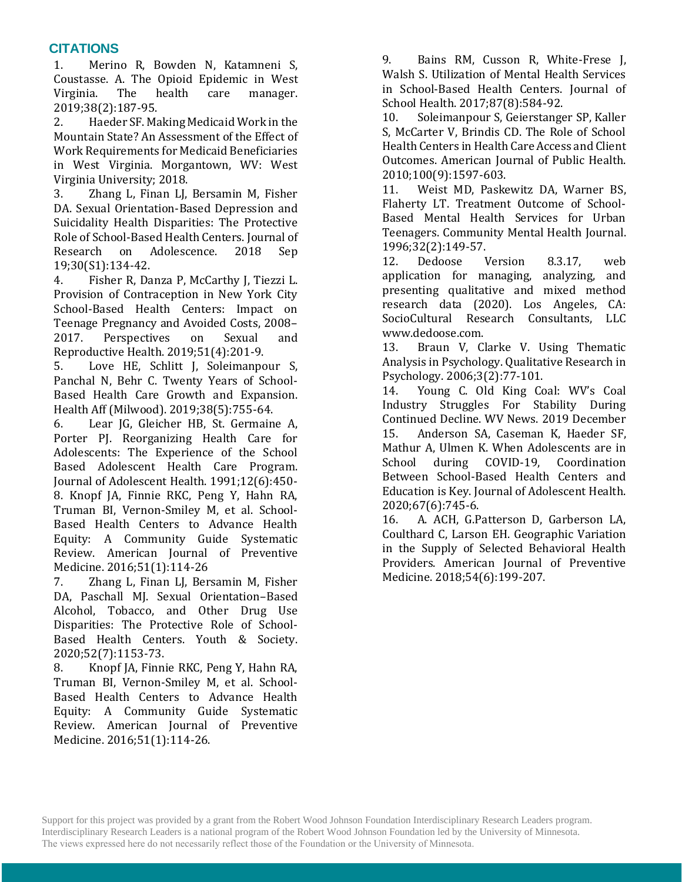## CITATIONS

1. Merino R, Bowden N, Katamneni S, Coustasse. A. The Opioid Epidemic in West Virginia. The health care manager. 2019;38(2):187-95.
2. Haeder SF. Making Medicaid Work in the Mountain State? An Assessment of the Effect of Work Requirements for Medicaid Beneficiaries in West Virginia. Morgantown, WV: West Virginia University; 2018.
3. Zhang L, Finan LJ, Bersamin M, Fisher DA. Sexual Orientation-Based Depression and Suicidality Health Disparities: The Protective Role of School-Based Health Centers. Journal of Research on Adolescence. 2018 Sep 19;30(S1):134-42.
4. Fisher R, Danza P, McCarthy J, Tiezzi L. Provision of Contraception in New York City School-Based Health Centers: Impact on Teenage Pregnancy and Avoided Costs, 2008–2017. Perspectives on Sexual and Reproductive Health. 2019;51(4):201-9.
5. Love HE, Schlitt J, Soleimanpour S, Panchal N, Behr C. Twenty Years of School-Based Health Care Growth and Expansion. Health Aff (Milwood). 2019;38(5):755-64.
6. Lear JG, Gleicher HB, St. Germaine A, Porter PJ. Reorganizing Health Care for Adolescents: The Experience of the School Based Adolescent Health Care Program. Journal of Adolescent Health. 1991;12(6):450-8. Knopf JA, Finnie RKC, Peng Y, Hahn RA, Truman BI, Vernon-Smiley M, et al. School-Based Health Centers to Advance Health Equity: A Community Guide Systematic Review. American Journal of Preventive Medicine. 2016;51(1):114-26
7. Zhang L, Finan LJ, Bersamin M, Fisher DA, Paschall MJ. Sexual Orientation–Based Alcohol, Tobacco, and Other Drug Use Disparities: The Protective Role of School-Based Health Centers. Youth & Society. 2020;52(7):1153-73.
8. Knopf JA, Finnie RKC, Peng Y, Hahn RA, Truman BI, Vernon-Smiley M, et al. School-Based Health Centers to Advance Health Equity: A Community Guide Systematic Review. American Journal of Preventive Medicine. 2016;51(1):114-26.
9. Bains RM, Cusson R, White-Frese J, Walsh S. Utilization of Mental Health Services in School-Based Health Centers. Journal of School Health. 2017;87(8):584-92.
10. Soleimanpour S, Geierstanger SP, Kaller S, McCarter V, Brindis CD. The Role of School Health Centers in Health Care Access and Client Outcomes. American Journal of Public Health. 2010;100(9):1597-603.
11. Weist MD, Paskewitz DA, Warner BS, Flaherty LT. Treatment Outcome of School-Based Mental Health Services for Urban Teenagers. Community Mental Health Journal. 1996;32(2):149-57.
12. Dedoose Version 8.3.17, web application for managing, analyzing, and presenting qualitative and mixed method research data (2020). Los Angeles, CA: SocioCultural Research Consultants, LLC www.dedoose.com.
13. Braun V, Clarke V. Using Thematic Analysis in Psychology. Qualitative Research in Psychology. 2006;3(2):77-101.
14. Young C. Old King Coal: WV's Coal Industry Struggles For Stability During Continued Decline. WV News. 2019 December
15. Anderson SA, Caseman K, Haeder SF, Mathur A, Ulmen K. When Adolescents are in School during COVID-19, Coordination Between School-Based Health Centers and Education is Key. Journal of Adolescent Health. 2020;67(6):745-6.
16. A. ACH, G.Patterson D, Garberson LA, Coulthard C, Larson EH. Geographic Variation in the Supply of Selected Behavioral Health Providers. American Journal of Preventive Medicine. 2018;54(6):199-207.

Support for this project was provided by a grant from the Robert Wood Johnson Foundation Interdisciplinary Research Leaders program. Interdisciplinary Research Leaders is a national program of the Robert Wood Johnson Foundation led by the University of Minnesota. The views expressed here do not necessarily reflect those of the Foundation or the University of Minnesota.